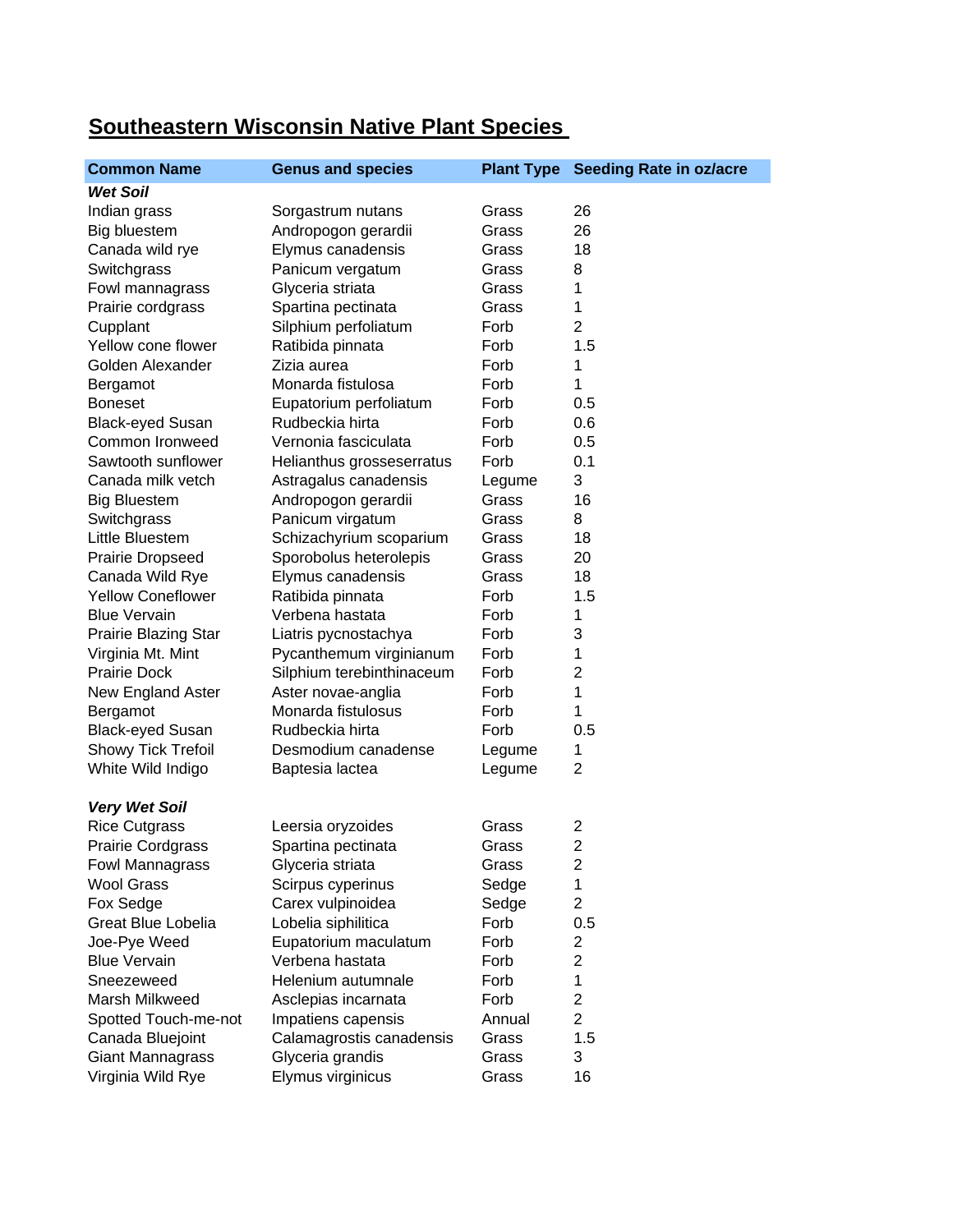# Southeastern Wisconsin Native Plant Species

| Common Name | Genus and species | Plant Type | Seeding Rate in oz/acre |
|---|---|---|---|
| ***Wet Soil*** | | | |
| Indian grass | Sorgastrum nutans | Grass | 26 |
| Big bluestem | Andropogon gerardii | Grass | 26 |
| Canada wild rye | Elymus canadensis | Grass | 18 |
| Switchgrass | Panicum vergatum | Grass | 8 |
| Fowl mannagrass | Glyceria striata | Grass | 1 |
| Prairie cordgrass | Spartina pectinata | Grass | 1 |
| Cupplant | Silphium perfoliatum | Forb | 2 |
| Yellow cone flower | Ratibida pinnata | Forb | 1.5 |
| Golden Alexander | Zizia aurea | Forb | 1 |
| Bergamot | Monarda fistulosa | Forb | 1 |
| Boneset | Eupatorium perfoliatum | Forb | 0.5 |
| Black-eyed Susan | Rudbeckia hirta | Forb | 0.6 |
| Common Ironweed | Vernonia fasciculata | Forb | 0.5 |
| Sawtooth sunflower | Helianthus grosseserratus | Forb | 0.1 |
| Canada milk vetch | Astragalus canadensis | Legume | 3 |
| Big Bluestem | Andropogon gerardii | Grass | 16 |
| Switchgrass | Panicum virgatum | Grass | 8 |
| Little Bluestem | Schizachyrium scoparium | Grass | 18 |
| Prairie Dropseed | Sporobolus heterolepis | Grass | 20 |
| Canada Wild Rye | Elymus canadensis | Grass | 18 |
| Yellow Coneflower | Ratibida pinnata | Forb | 1.5 |
| Blue Vervain | Verbena hastata | Forb | 1 |
| Prairie Blazing Star | Liatris pycnostachya | Forb | 3 |
| Virginia Mt. Mint | Pycanthemum virginianum | Forb | 1 |
| Prairie Dock | Silphium terebinthinaceum | Forb | 2 |
| New England Aster | Aster novae-anglia | Forb | 1 |
| Bergamot | Monarda fistulosus | Forb | 1 |
| Black-eyed Susan | Rudbeckia hirta | Forb | 0.5 |
| Showy Tick Trefoil | Desmodium canadense | Legume | 1 |
| White Wild Indigo | Baptesia lactea | Legume | 2 |
| ***Very Wet Soil*** | | | |
| Rice Cutgrass | Leersia oryzoides | Grass | 2 |
| Prairie Cordgrass | Spartina pectinata | Grass | 2 |
| Fowl Mannagrass | Glyceria striata | Grass | 2 |
| Wool Grass | Scirpus cyperinus | Sedge | 1 |
| Fox Sedge | Carex vulpinoidea | Sedge | 2 |
| Great Blue Lobelia | Lobelia siphilitica | Forb | 0.5 |
| Joe-Pye Weed | Eupatorium maculatum | Forb | 2 |
| Blue Vervain | Verbena hastata | Forb | 2 |
| Sneezeweed | Helenium autumnale | Forb | 1 |
| Marsh Milkweed | Asclepias incarnata | Forb | 2 |
| Spotted Touch-me-not | Impatiens capensis | Annual | 2 |
| Canada Bluejoint | Calamagrostis canadensis | Grass | 1.5 |
| Giant Mannagrass | Glyceria grandis | Grass | 3 |
| Virginia Wild Rye | Elymus virginicus | Grass | 16 |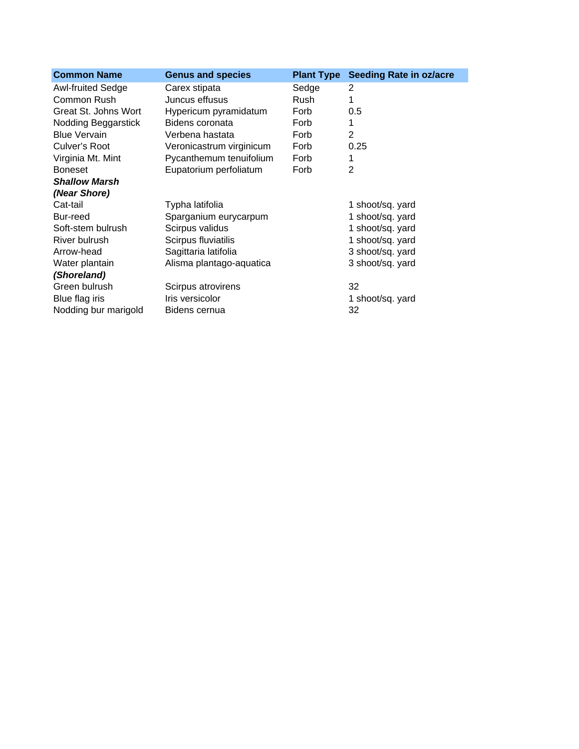| Common Name | Genus and species | Plant Type | Seeding Rate in oz/acre |
| --- | --- | --- | --- |
| Awl-fruited Sedge | Carex stipata | Sedge | 2 |
| Common Rush | Juncus effusus | Rush | 1 |
| Great St. Johns Wort | Hypericum pyramidatum | Forb | 0.5 |
| Nodding Beggarstick | Bidens coronata | Forb | 1 |
| Blue Vervain | Verbena hastata | Forb | 2 |
| Culver's Root | Veronicastrum virginicum | Forb | 0.25 |
| Virginia Mt. Mint | Pycanthemum tenuifolium | Forb | 1 |
| Boneset | Eupatorium perfoliatum | Forb | 2 |
| ***Shallow Marsh (Near Shore)*** | | | |
| Cat-tail | Typha latifolia | | 1 shoot/sq. yard |
| Bur-reed | Sparganium eurycarpum | | 1 shoot/sq. yard |
| Soft-stem bulrush | Scirpus validus | | 1 shoot/sq. yard |
| River bulrush | Scirpus fluviatilis | | 1 shoot/sq. yard |
| Arrow-head | Sagittaria latifolia | | 3 shoot/sq. yard |
| Water plantain | Alisma plantago-aquatica | | 3 shoot/sq. yard |
| ***(Shoreland)*** | | | |
| Green bulrush | Scirpus atrovirens | | 32 |
| Blue flag iris | Iris versicolor | | 1 shoot/sq. yard |
| Nodding bur marigold | Bidens cernua | | 32 |